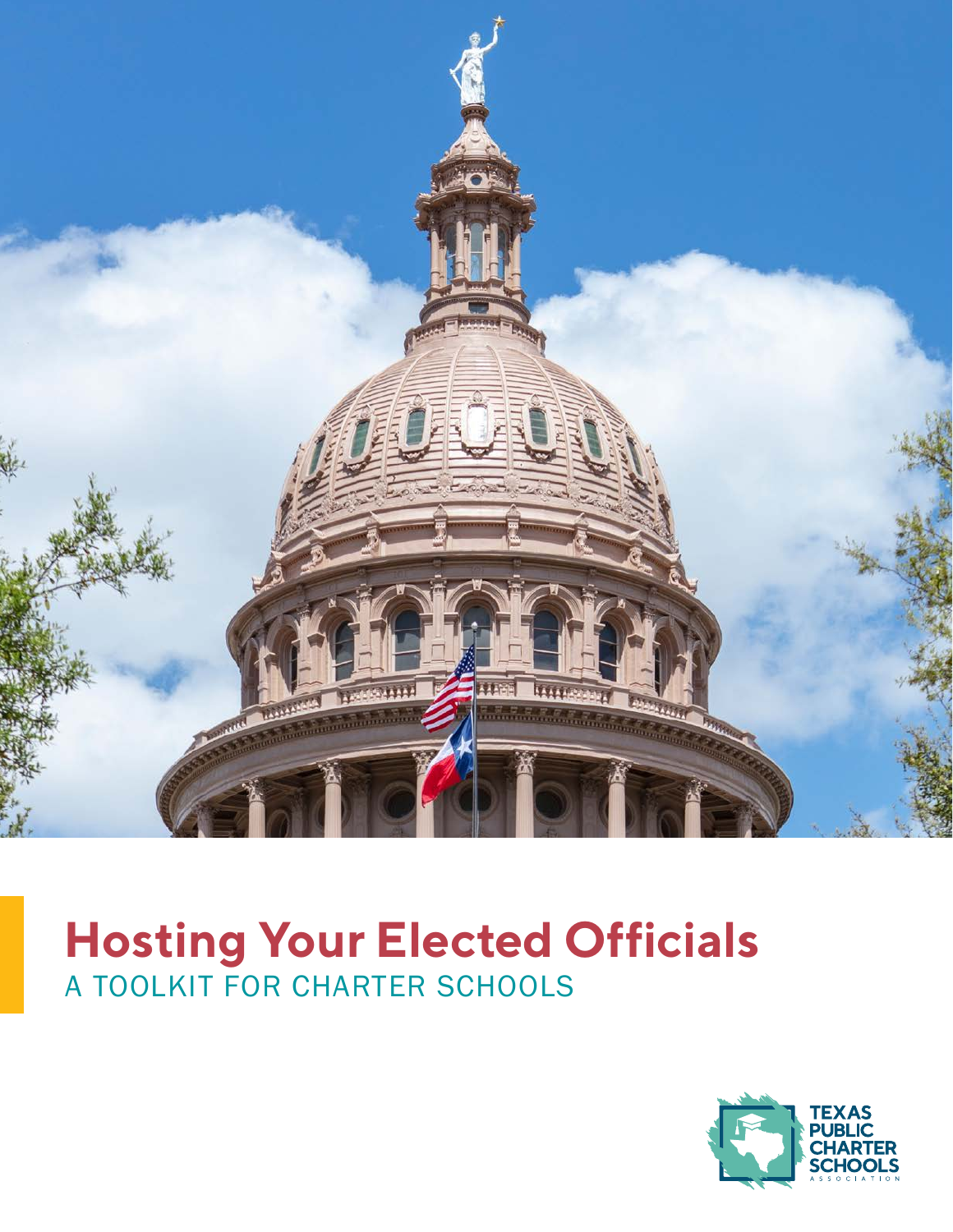# Hosting Your Elected Officials

## A TOOLKIT FOR CHARTER SCHOOLS

TEXAS PUBLIC CHARTER SCHOOLS ASSOCIATION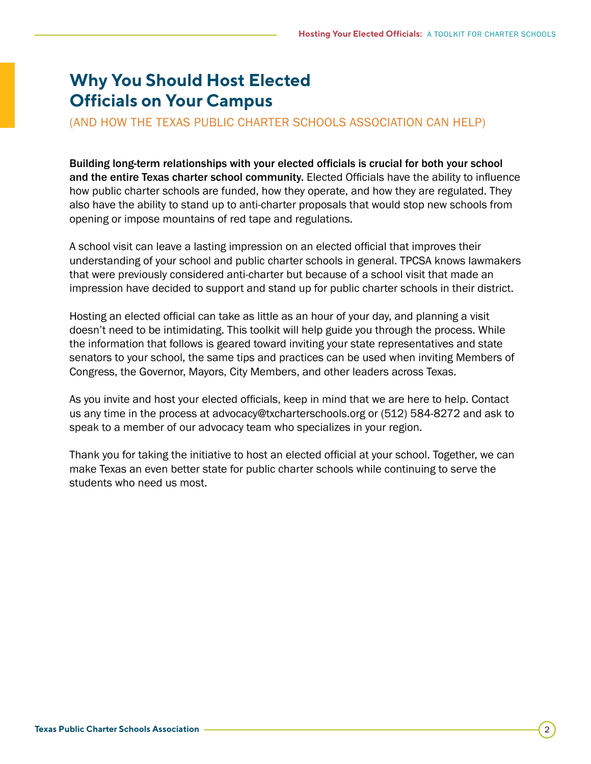# Why You Should Host Elected Officials on Your Campus

## (AND HOW THE TEXAS PUBLIC CHARTER SCHOOLS ASSOCIATION CAN HELP)

**Building long-term relationships with your elected officials is crucial for both your school and the entire Texas charter school community.** Elected Officials have the ability to influence how public charter schools are funded, how they operate, and how they are regulated. They also have the ability to stand up to anti-charter proposals that would stop new schools from opening or impose mountains of red tape and regulations.

A school visit can leave a lasting impression on an elected official that improves their understanding of your school and public charter schools in general. TPCSA knows lawmakers that were previously considered anti-charter but because of a school visit that made an impression have decided to support and stand up for public charter schools in their district.

Hosting an elected official can take as little as an hour of your day, and planning a visit doesn't need to be intimidating. This toolkit will help guide you through the process. While the information that follows is geared toward inviting your state representatives and state senators to your school, the same tips and practices can be used when inviting Members of Congress, the Governor, Mayors, City Members, and other leaders across Texas.

As you invite and host your elected officials, keep in mind that we are here to help. Contact us any time in the process at advocacy@txcharterschools.org or (512) 584-8272 and ask to speak to a member of our advocacy team who specializes in your region.

Thank you for taking the initiative to host an elected official at your school. Together, we can make Texas an even better state for public charter schools while continuing to serve the students who need us most.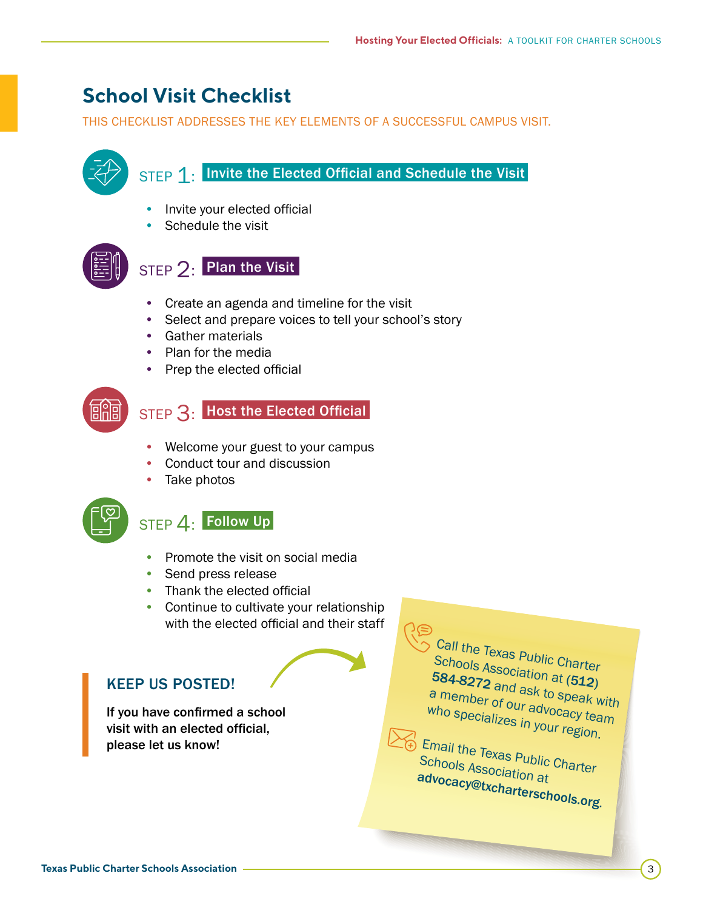# School Visit Checklist

THIS CHECKLIST ADDRESSES THE KEY ELEMENTS OF A SUCCESSFUL CAMPUS VISIT.

## STEP 1: Invite the Elected Official and Schedule the Visit

- Invite your elected official
- Schedule the visit

## STEP 2: Plan the Visit

- Create an agenda and timeline for the visit
- Select and prepare voices to tell your school's story
- Gather materials
- Plan for the media
- Prep the elected official

## STEP 3: Host the Elected Official

- Welcome your guest to your campus
- Conduct tour and discussion
- Take photos

## STEP 4: Follow Up

- Promote the visit on social media
- Send press release
- Thank the elected official
- Continue to cultivate your relationship with the elected official and their staff

### KEEP US POSTED!

**If you have confirmed a school visit with an elected official, please let us know!**

Call the Texas Public Charter Schools Association at **(512) 584-8272** and ask to speak with a member of our advocacy team who specializes in your region.

Email the Texas Public Charter Schools Association at **advocacy@txcharterschools.org**.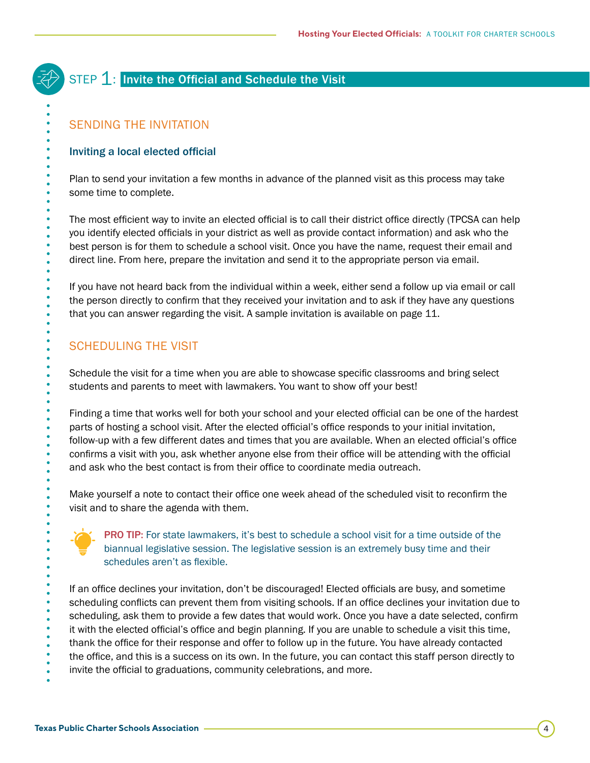# STEP 1: Invite the Official and Schedule the Visit

## SENDING THE INVITATION

### Inviting a local elected official

Plan to send your invitation a few months in advance of the planned visit as this process may take some time to complete.

The most efficient way to invite an elected official is to call their district office directly (TPCSA can help you identify elected officials in your district as well as provide contact information) and ask who the best person is for them to schedule a school visit. Once you have the name, request their email and direct line. From here, prepare the invitation and send it to the appropriate person via email.

If you have not heard back from the individual within a week, either send a follow up via email or call the person directly to confirm that they received your invitation and to ask if they have any questions that you can answer regarding the visit. A sample invitation is available on page 11.

## SCHEDULING THE VISIT

Schedule the visit for a time when you are able to showcase specific classrooms and bring select students and parents to meet with lawmakers. You want to show off your best!

Finding a time that works well for both your school and your elected official can be one of the hardest parts of hosting a school visit. After the elected official's office responds to your initial invitation, follow-up with a few different dates and times that you are available. When an elected official's office confirms a visit with you, ask whether anyone else from their office will be attending with the official and ask who the best contact is from their office to coordinate media outreach.

Make yourself a note to contact their office one week ahead of the scheduled visit to reconfirm the visit and to share the agenda with them.

**PRO TIP:** For state lawmakers, it's best to schedule a school visit for a time outside of the biannual legislative session. The legislative session is an extremely busy time and their schedules aren't as flexible.

If an office declines your invitation, don't be discouraged! Elected officials are busy, and sometime scheduling conflicts can prevent them from visiting schools. If an office declines your invitation due to scheduling, ask them to provide a few dates that would work. Once you have a date selected, confirm it with the elected official's office and begin planning. If you are unable to schedule a visit this time, thank the office for their response and offer to follow up in the future. You have already contacted the office, and this is a success on its own. In the future, you can contact this staff person directly to invite the official to graduations, community celebrations, and more.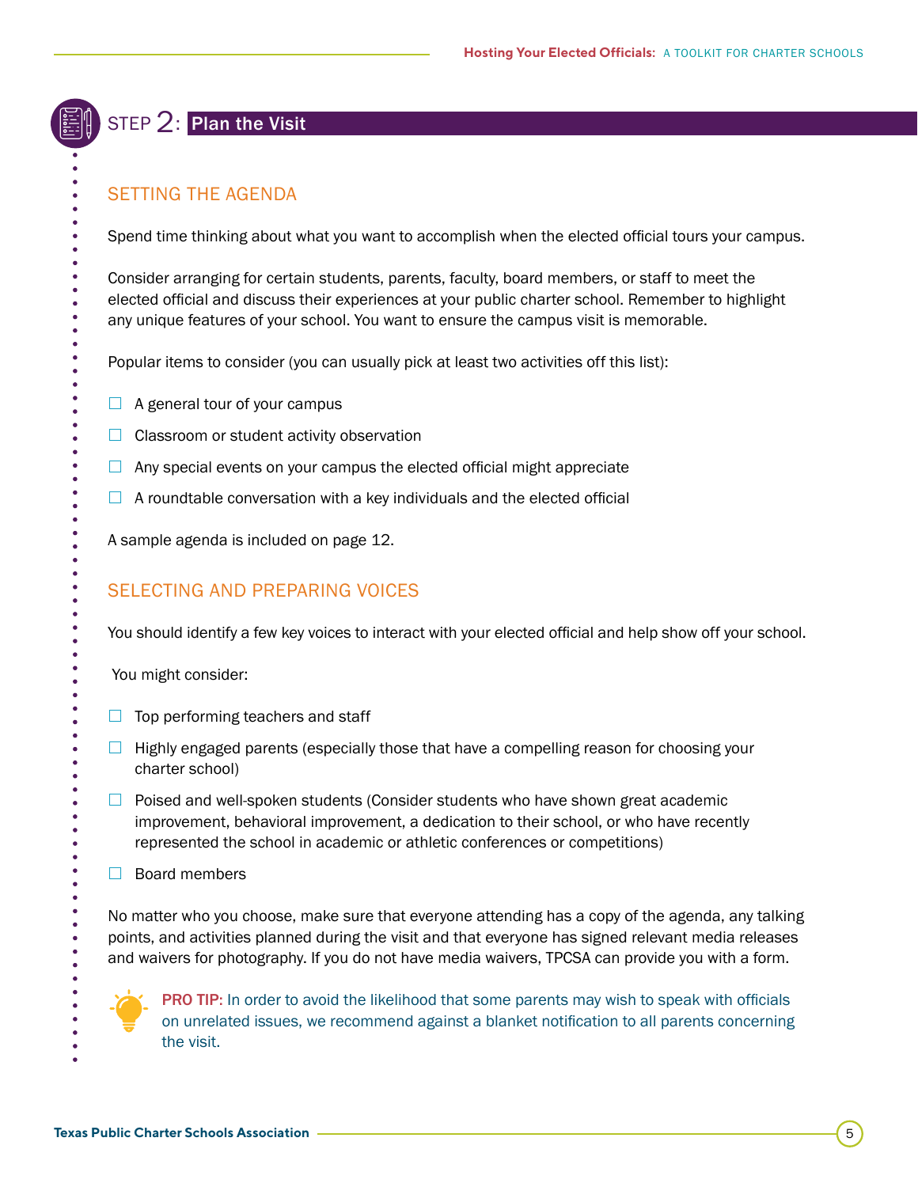# STEP 2: Plan the Visit

## SETTING THE AGENDA

Spend time thinking about what you want to accomplish when the elected official tours your campus.

Consider arranging for certain students, parents, faculty, board members, or staff to meet the elected official and discuss their experiences at your public charter school. Remember to highlight any unique features of your school. You want to ensure the campus visit is memorable.

Popular items to consider (you can usually pick at least two activities off this list):

- ☐ A general tour of your campus
- ☐ Classroom or student activity observation
- ☐ Any special events on your campus the elected official might appreciate
- ☐ A roundtable conversation with a key individuals and the elected official

A sample agenda is included on page 12.

## SELECTING AND PREPARING VOICES

You should identify a few key voices to interact with your elected official and help show off your school.

You might consider:

- ☐ Top performing teachers and staff
- ☐ Highly engaged parents (especially those that have a compelling reason for choosing your charter school)
- ☐ Poised and well-spoken students (Consider students who have shown great academic improvement, behavioral improvement, a dedication to their school, or who have recently represented the school in academic or athletic conferences or competitions)
- ☐ Board members

No matter who you choose, make sure that everyone attending has a copy of the agenda, any talking points, and activities planned during the visit and that everyone has signed relevant media releases and waivers for photography. If you do not have media waivers, TPCSA can provide you with a form.

**PRO TIP:** In order to avoid the likelihood that some parents may wish to speak with officials on unrelated issues, we recommend against a blanket notification to all parents concerning the visit.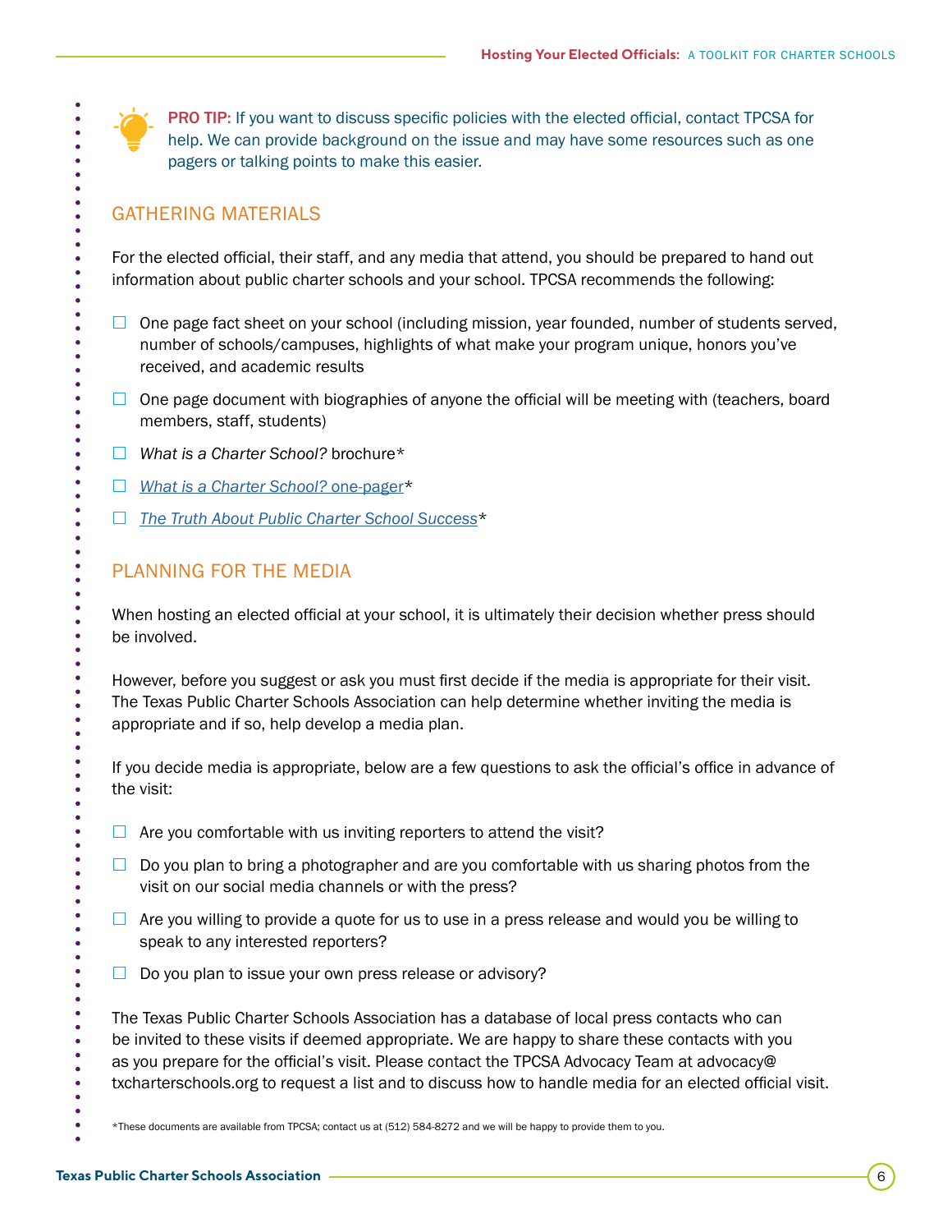**PRO TIP:** If you want to discuss specific policies with the elected official, contact TPCSA for help. We can provide background on the issue and may have some resources such as one pagers or talking points to make this easier.

## GATHERING MATERIALS

For the elected official, their staff, and any media that attend, you should be prepared to hand out information about public charter schools and your school. TPCSA recommends the following:

- ☐ One page fact sheet on your school (including mission, year founded, number of students served, number of schools/campuses, highlights of what make your program unique, honors you've received, and academic results
- ☐ One page document with biographies of anyone the official will be meeting with (teachers, board members, staff, students)
- ☐ *What is a Charter School?* brochure*
- ☐ *What is a Charter School?* one-pager*
- ☐ *The Truth About Public Charter School Success**

## PLANNING FOR THE MEDIA

When hosting an elected official at your school, it is ultimately their decision whether press should be involved.

However, before you suggest or ask you must first decide if the media is appropriate for their visit. The Texas Public Charter Schools Association can help determine whether inviting the media is appropriate and if so, help develop a media plan.

If you decide media is appropriate, below are a few questions to ask the official's office in advance of the visit:

- ☐ Are you comfortable with us inviting reporters to attend the visit?
- ☐ Do you plan to bring a photographer and are you comfortable with us sharing photos from the visit on our social media channels or with the press?
- ☐ Are you willing to provide a quote for us to use in a press release and would you be willing to speak to any interested reporters?
- ☐ Do you plan to issue your own press release or advisory?

The Texas Public Charter Schools Association has a database of local press contacts who can be invited to these visits if deemed appropriate. We are happy to share these contacts with you as you prepare for the official's visit. Please contact the TPCSA Advocacy Team at advocacy@txcharterschools.org to request a list and to discuss how to handle media for an elected official visit.

*These documents are available from TPCSA; contact us at (512) 584-8272 and we will be happy to provide them to you.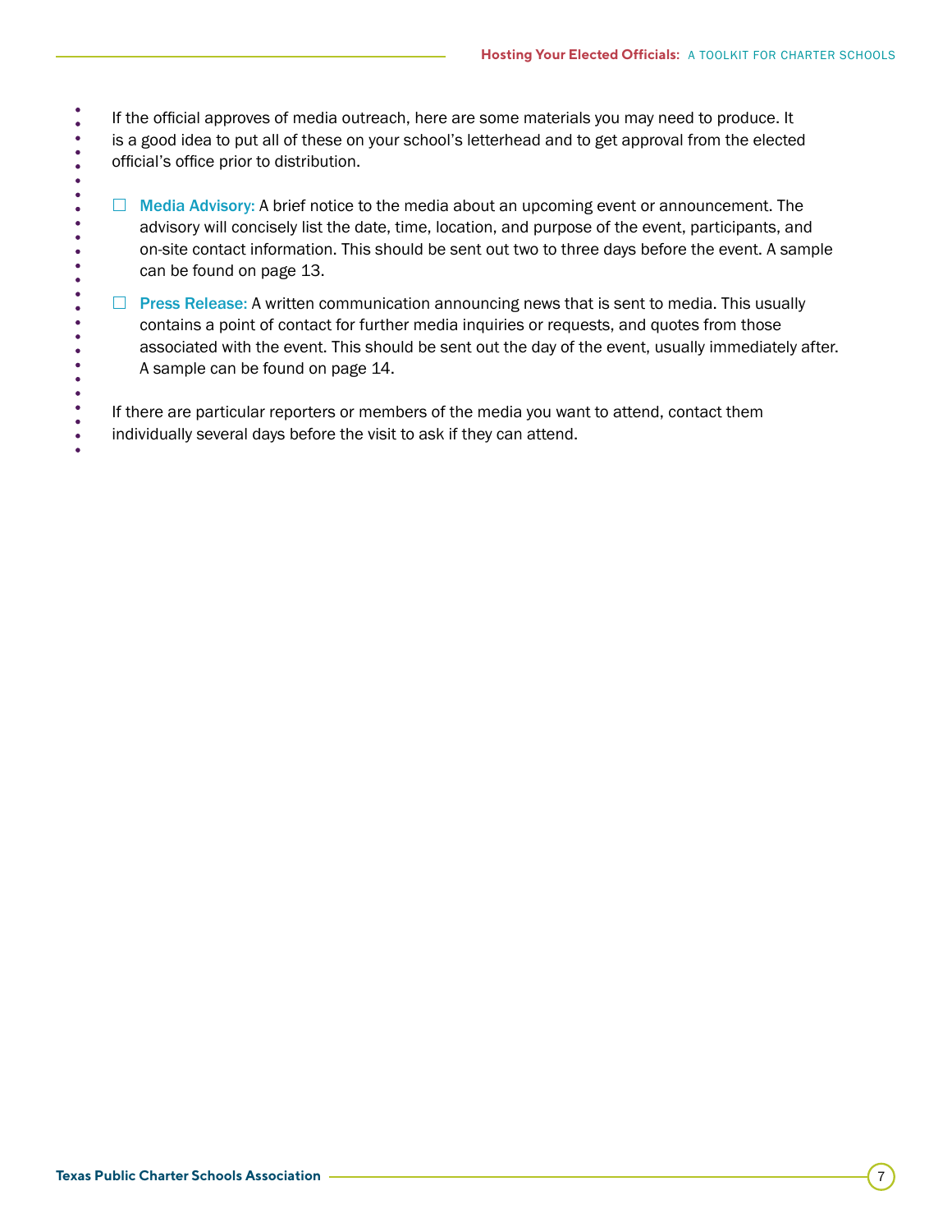If the official approves of media outreach, here are some materials you may need to produce. It is a good idea to put all of these on your school's letterhead and to get approval from the elected official's office prior to distribution.

- ☐ **Media Advisory:** A brief notice to the media about an upcoming event or announcement. The advisory will concisely list the date, time, location, and purpose of the event, participants, and on-site contact information. This should be sent out two to three days before the event. A sample can be found on page 13.
- ☐ **Press Release:** A written communication announcing news that is sent to media. This usually contains a point of contact for further media inquiries or requests, and quotes from those associated with the event. This should be sent out the day of the event, usually immediately after. A sample can be found on page 14.

If there are particular reporters or members of the media you want to attend, contact them individually several days before the visit to ask if they can attend.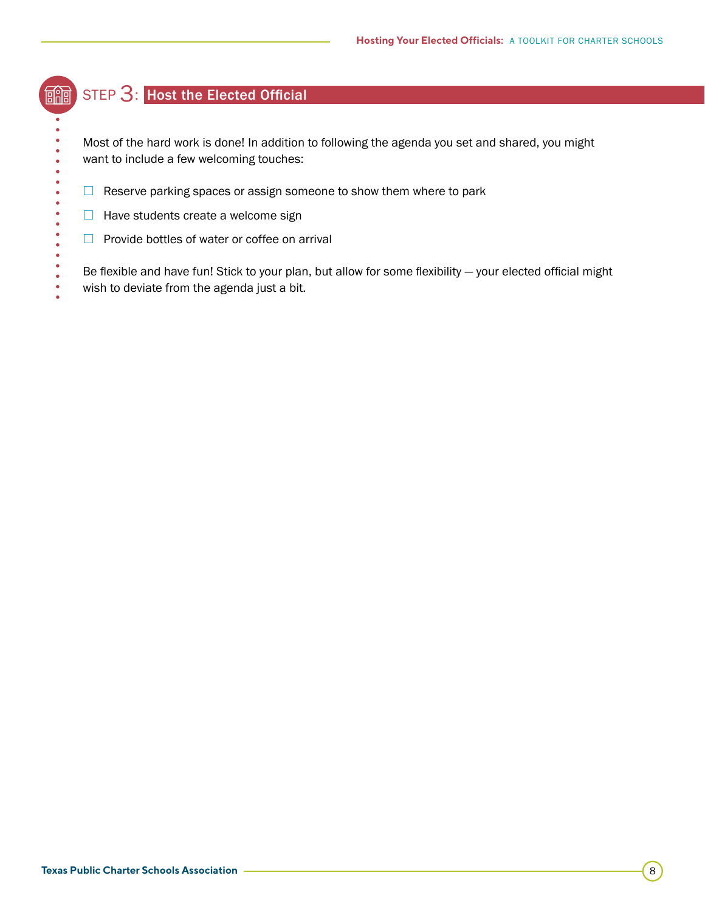## STEP 3: Host the Elected Official

Most of the hard work is done! In addition to following the agenda you set and shared, you might want to include a few welcoming touches:

- ☐ Reserve parking spaces or assign someone to show them where to park
- ☐ Have students create a welcome sign
- ☐ Provide bottles of water or coffee on arrival

Be flexible and have fun! Stick to your plan, but allow for some flexibility — your elected official might wish to deviate from the agenda just a bit.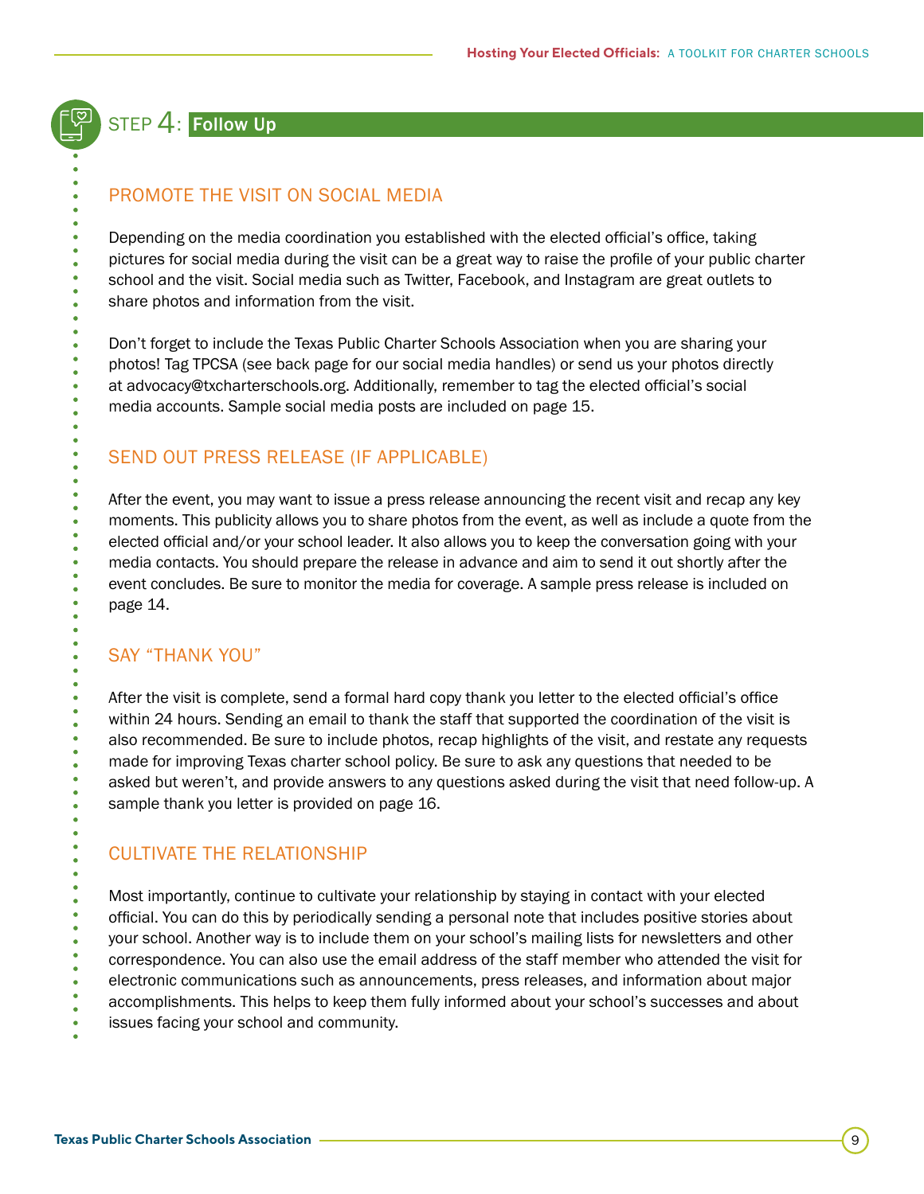# STEP 4: Follow Up

## PROMOTE THE VISIT ON SOCIAL MEDIA

Depending on the media coordination you established with the elected official's office, taking pictures for social media during the visit can be a great way to raise the profile of your public charter school and the visit. Social media such as Twitter, Facebook, and Instagram are great outlets to share photos and information from the visit.

Don't forget to include the Texas Public Charter Schools Association when you are sharing your photos! Tag TPCSA (see back page for our social media handles) or send us your photos directly at advocacy@txcharterschools.org. Additionally, remember to tag the elected official's social media accounts. Sample social media posts are included on page 15.

## SEND OUT PRESS RELEASE (IF APPLICABLE)

After the event, you may want to issue a press release announcing the recent visit and recap any key moments. This publicity allows you to share photos from the event, as well as include a quote from the elected official and/or your school leader. It also allows you to keep the conversation going with your media contacts. You should prepare the release in advance and aim to send it out shortly after the event concludes. Be sure to monitor the media for coverage. A sample press release is included on page 14.

## SAY "THANK YOU"

After the visit is complete, send a formal hard copy thank you letter to the elected official's office within 24 hours. Sending an email to thank the staff that supported the coordination of the visit is also recommended. Be sure to include photos, recap highlights of the visit, and restate any requests made for improving Texas charter school policy. Be sure to ask any questions that needed to be asked but weren't, and provide answers to any questions asked during the visit that need follow-up. A sample thank you letter is provided on page 16.

## CULTIVATE THE RELATIONSHIP

Most importantly, continue to cultivate your relationship by staying in contact with your elected official. You can do this by periodically sending a personal note that includes positive stories about your school. Another way is to include them on your school's mailing lists for newsletters and other correspondence. You can also use the email address of the staff member who attended the visit for electronic communications such as announcements, press releases, and information about major accomplishments. This helps to keep them fully informed about your school's successes and about issues facing your school and community.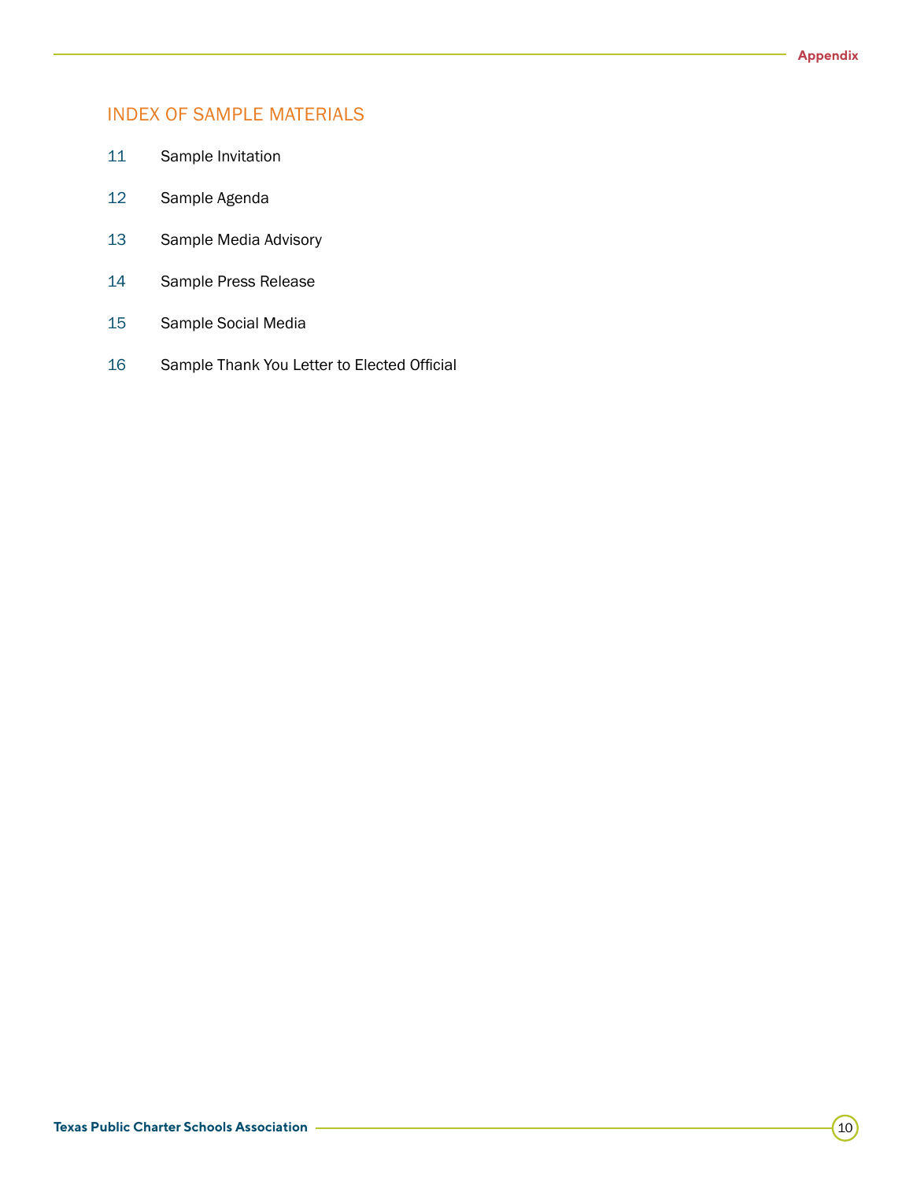## INDEX OF SAMPLE MATERIALS

| | |
|---|---|
| 11 | Sample Invitation |
| 12 | Sample Agenda |
| 13 | Sample Media Advisory |
| 14 | Sample Press Release |
| 15 | Sample Social Media |
| 16 | Sample Thank You Letter to Elected Official |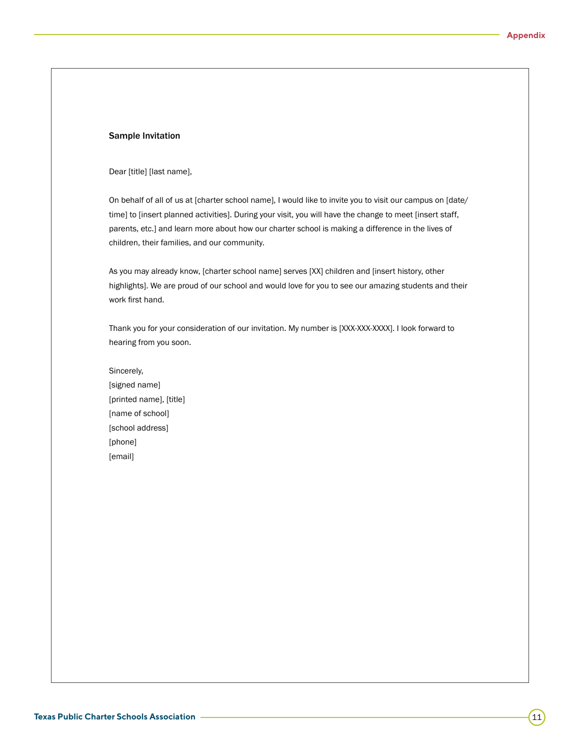### Sample Invitation

Dear [title] [last name],

On behalf of all of us at [charter school name], I would like to invite you to visit our campus on [date/time] to [insert planned activities]. During your visit, you will have the change to meet [insert staff, parents, etc.] and learn more about how our charter school is making a difference in the lives of children, their families, and our community.

As you may already know, [charter school name] serves [XX] children and [insert history, other highlights]. We are proud of our school and would love for you to see our amazing students and their work first hand.

Thank you for your consideration of our invitation. My number is [XXX-XXX-XXXX]. I look forward to hearing from you soon.

Sincerely,
[signed name]
[printed name], [title]
[name of school]
[school address]
[phone]
[email]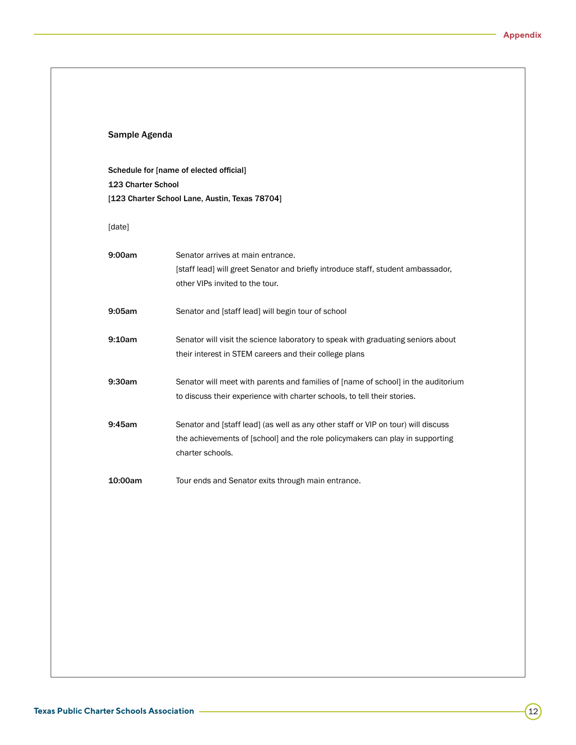## Sample Agenda

**Schedule for [name of elected official]**
**123 Charter School**
**[123 Charter School Lane, Austin, Texas 78704]**

[date]

| | |
|---|---|
| **9:00am** | Senator arrives at main entrance. [staff lead] will greet Senator and briefly introduce staff, student ambassador, other VIPs invited to the tour. |
| **9:05am** | Senator and [staff lead] will begin tour of school |
| **9:10am** | Senator will visit the science laboratory to speak with graduating seniors about their interest in STEM careers and their college plans |
| **9:30am** | Senator will meet with parents and families of [name of school] in the auditorium to discuss their experience with charter schools, to tell their stories. |
| **9:45am** | Senator and [staff lead] (as well as any other staff or VIP on tour) will discuss the achievements of [school] and the role policymakers can play in supporting charter schools. |
| **10:00am** | Tour ends and Senator exits through main entrance. |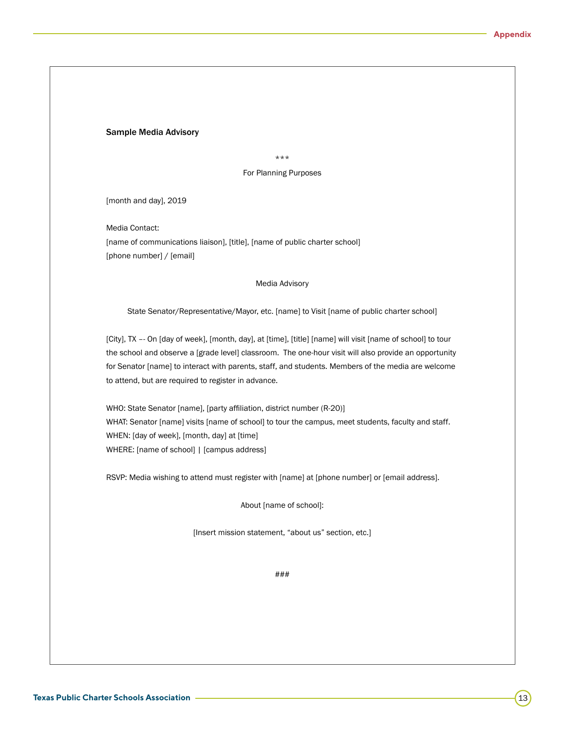## Sample Media Advisory

\*\*\*

For Planning Purposes

[month and day], 2019

Media Contact:
[name of communications liaison], [title], [name of public charter school]
[phone number] / [email]

Media Advisory

State Senator/Representative/Mayor, etc. [name] to Visit [name of public charter school]

[City], TX –- On [day of week], [month, day], at [time], [title] [name] will visit [name of school] to tour the school and observe a [grade level] classroom. The one-hour visit will also provide an opportunity for Senator [name] to interact with parents, staff, and students. Members of the media are welcome to attend, but are required to register in advance.

WHO: State Senator [name], [party affiliation, district number (R-20)]
WHAT: Senator [name] visits [name of school] to tour the campus, meet students, faculty and staff.
WHEN: [day of week], [month, day] at [time]
WHERE: [name of school] | [campus address]

RSVP: Media wishing to attend must register with [name] at [phone number] or [email address].

About [name of school]:

[Insert mission statement, “about us” section, etc.]

###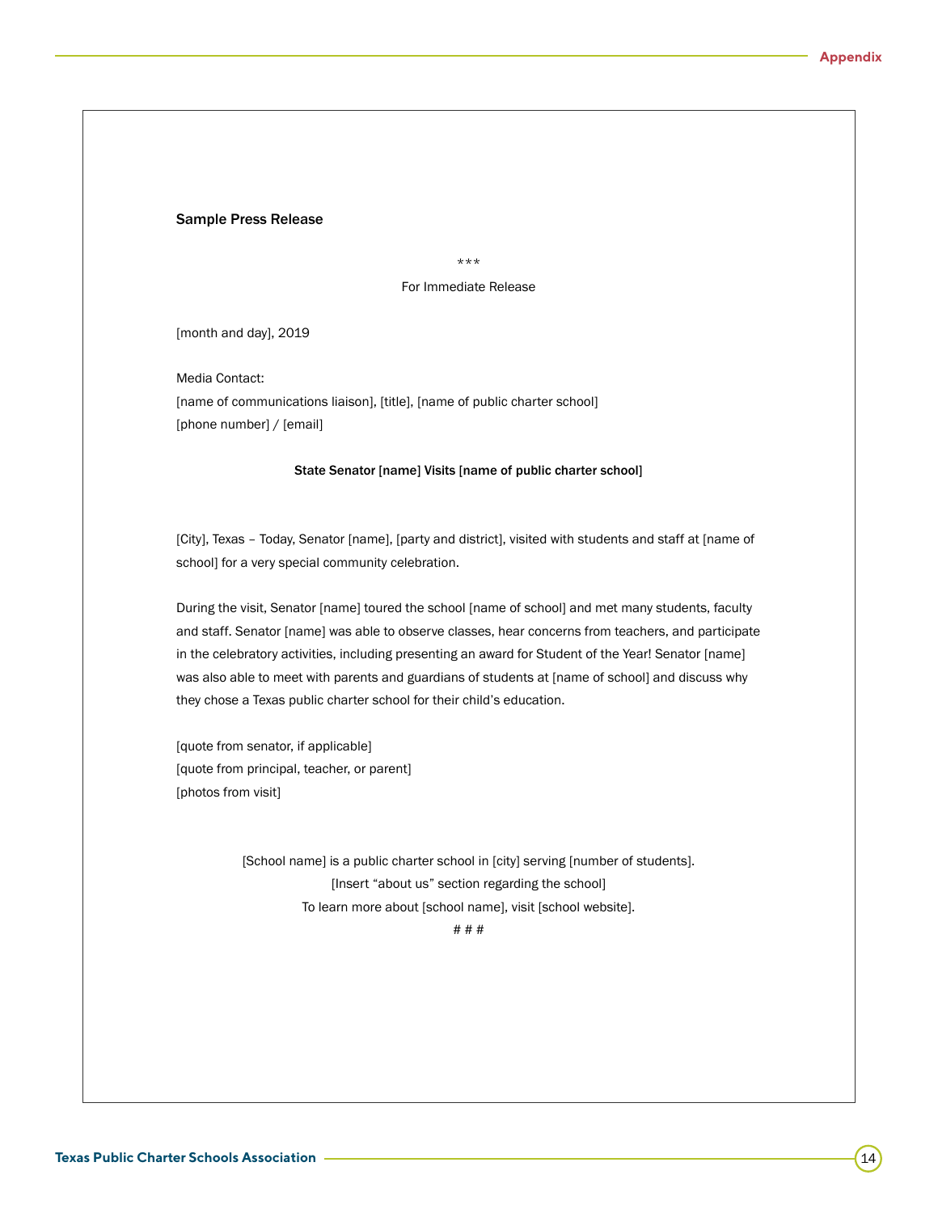## Sample Press Release

\*\*\*

For Immediate Release

[month and day], 2019

Media Contact:
[name of communications liaison], [title], [name of public charter school]
[phone number] / [email]

**State Senator [name] Visits [name of public charter school]**

[City], Texas – Today, Senator [name], [party and district], visited with students and staff at [name of school] for a very special community celebration.

During the visit, Senator [name] toured the school [name of school] and met many students, faculty and staff. Senator [name] was able to observe classes, hear concerns from teachers, and participate in the celebratory activities, including presenting an award for Student of the Year! Senator [name] was also able to meet with parents and guardians of students at [name of school] and discuss why they chose a Texas public charter school for their child's education.

[quote from senator, if applicable]
[quote from principal, teacher, or parent]
[photos from visit]

[School name] is a public charter school in [city] serving [number of students].
[Insert "about us" section regarding the school]
To learn more about [school name], visit [school website].

# # #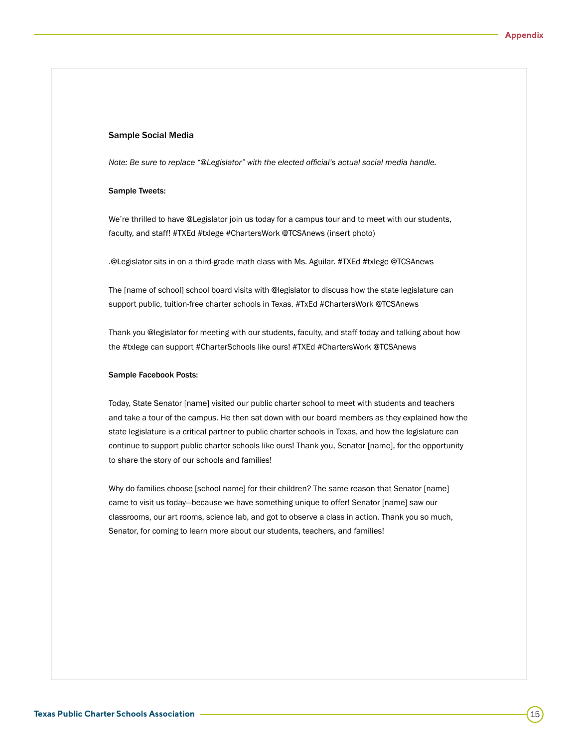## Sample Social Media

*Note: Be sure to replace "@Legislator" with the elected official's actual social media handle.*

### Sample Tweets:

We're thrilled to have @Legislator join us today for a campus tour and to meet with our students, faculty, and staff! #TXEd #txlege #ChartersWork @TCSAnews (insert photo)

.@Legislator sits in on a third-grade math class with Ms. Aguilar. #TXEd #txlege @TCSAnews

The [name of school] school board visits with @legislator to discuss how the state legislature can support public, tuition-free charter schools in Texas. #TxEd #ChartersWork @TCSAnews

Thank you @legislator for meeting with our students, faculty, and staff today and talking about how the #txlege can support #CharterSchools like ours! #TXEd #ChartersWork @TCSAnews

### Sample Facebook Posts:

Today, State Senator [name] visited our public charter school to meet with students and teachers and take a tour of the campus. He then sat down with our board members as they explained how the state legislature is a critical partner to public charter schools in Texas, and how the legislature can continue to support public charter schools like ours! Thank you, Senator [name], for the opportunity to share the story of our schools and families!

Why do families choose [school name] for their children? The same reason that Senator [name] came to visit us today—because we have something unique to offer! Senator [name] saw our classrooms, our art rooms, science lab, and got to observe a class in action. Thank you so much, Senator, for coming to learn more about our students, teachers, and families!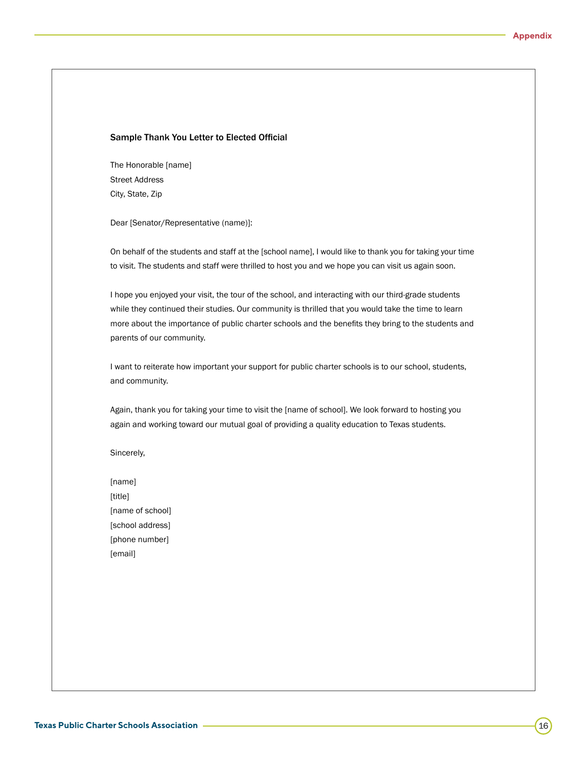## Sample Thank You Letter to Elected Official

The Honorable [name]
Street Address
City, State, Zip

Dear [Senator/Representative (name)]:

On behalf of the students and staff at the [school name], I would like to thank you for taking your time to visit. The students and staff were thrilled to host you and we hope you can visit us again soon.

I hope you enjoyed your visit, the tour of the school, and interacting with our third-grade students while they continued their studies. Our community is thrilled that you would take the time to learn more about the importance of public charter schools and the benefits they bring to the students and parents of our community.

I want to reiterate how important your support for public charter schools is to our school, students, and community.

Again, thank you for taking your time to visit the [name of school]. We look forward to hosting you again and working toward our mutual goal of providing a quality education to Texas students.

Sincerely,

[name]
[title]
[name of school]
[school address]
[phone number]
[email]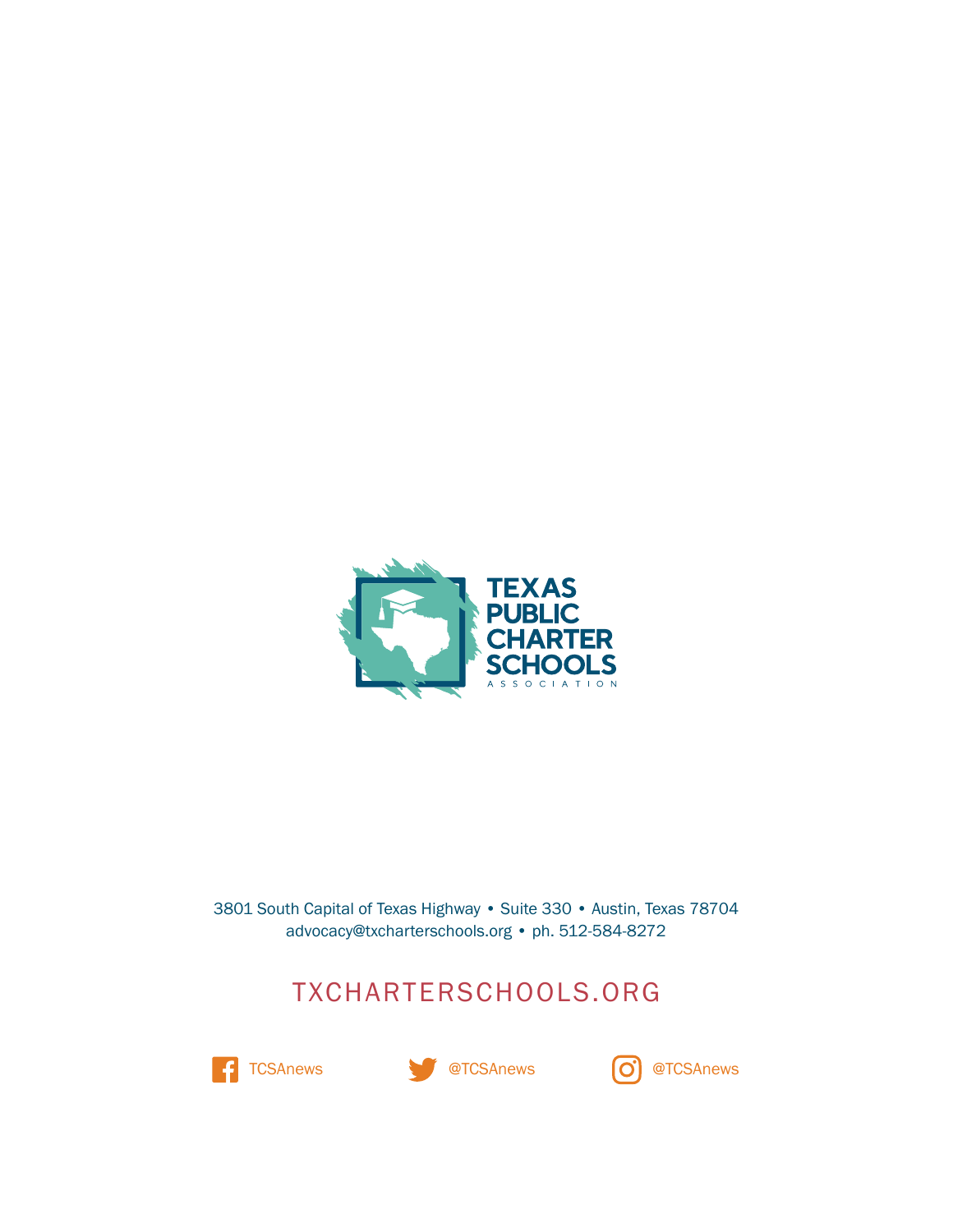TEXAS PUBLIC CHARTER SCHOOLS ASSOCIATION

3801 South Capital of Texas Highway • Suite 330 • Austin, Texas 78704
advocacy@txcharterschools.org • ph. 512-584-8272

TXCHARTERSCHOOLS.ORG

TCSAnews @TCSAnews @TCSAnews